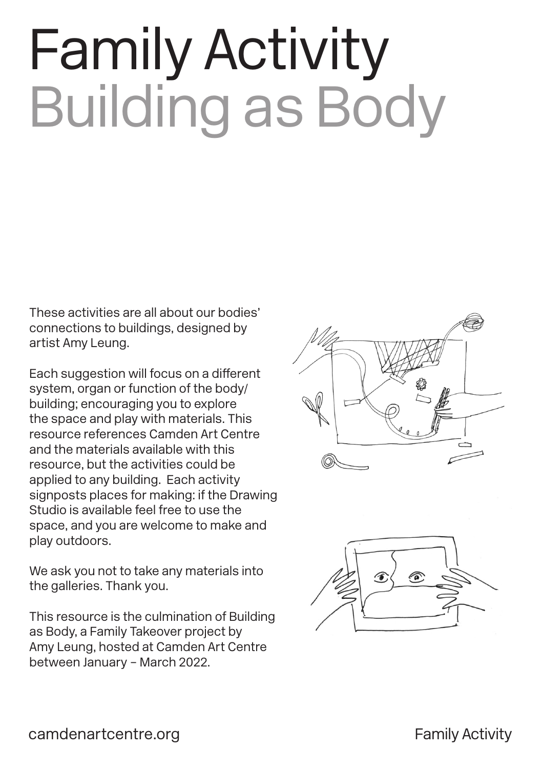# Family Activity
## Building as Body

These activities are all about our bodies' connections to buildings, designed by artist Amy Leung.

Each suggestion will focus on a different system, organ or function of the body/building; encouraging you to explore the space and play with materials. This resource references Camden Art Centre and the materials available with this resource, but the activities could be applied to any building. Each activity signposts places for making: if the Drawing Studio is available feel free to use the space, and you are welcome to make and play outdoors.

We ask you not to take any materials into the galleries. Thank you.

This resource is the culmination of Building as Body, a Family Takeover project by Amy Leung, hosted at Camden Art Centre between January – March 2022.

camdenartcentre.org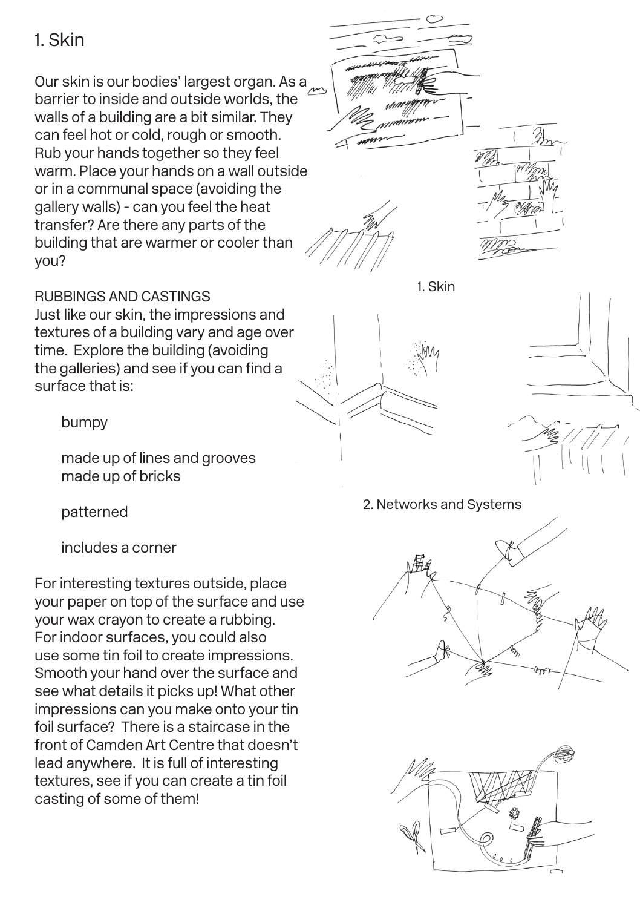# 1. Skin

Our skin is our bodies' largest organ. As a barrier to inside and outside worlds, the walls of a building are a bit similar. They can feel hot or cold, rough or smooth. Rub your hands together so they feel warm. Place your hands on a wall outside or in a communal space (avoiding the gallery walls) - can you feel the heat transfer? Are there any parts of the building that are warmer or cooler than you?

RUBBINGS AND CASTINGS

Just like our skin, the impressions and textures of a building vary and age over time. Explore the building (avoiding the galleries) and see if you can find a surface that is:

- bumpy
- made up of lines and grooves
- made up of bricks
- patterned
- includes a corner

For interesting textures outside, place your paper on top of the surface and use your wax crayon to create a rubbing. For indoor surfaces, you could also use some tin foil to create impressions. Smooth your hand over the surface and see what details it picks up! What other impressions can you make onto your tin foil surface? There is a staircase in the front of Camden Art Centre that doesn't lead anywhere. It is full of interesting textures, see if you can create a tin foil casting of some of them!

1. Skin

2. Networks and Systems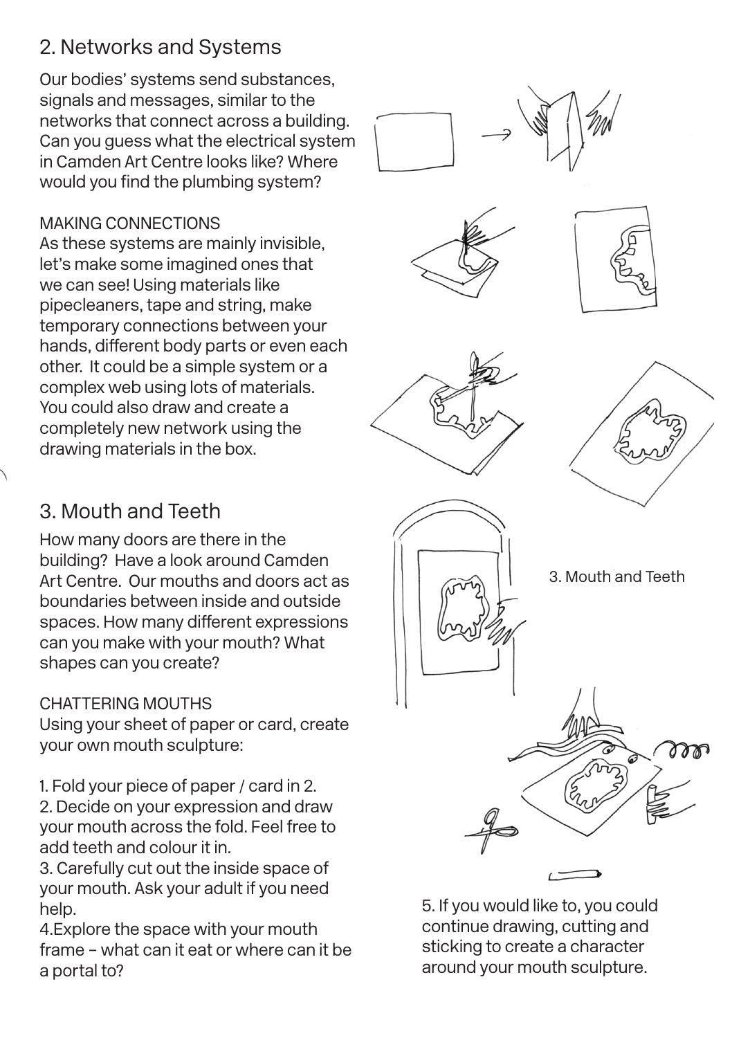## 2. Networks and Systems

Our bodies' systems send substances, signals and messages, similar to the networks that connect across a building. Can you guess what the electrical system in Camden Art Centre looks like? Where would you find the plumbing system?

MAKING CONNECTIONS

As these systems are mainly invisible, let's make some imagined ones that we can see! Using materials like pipecleaners, tape and string, make temporary connections between your hands, different body parts or even each other. It could be a simple system or a complex web using lots of materials. You could also draw and create a completely new network using the drawing materials in the box.

## 3. Mouth and Teeth

How many doors are there in the building? Have a look around Camden Art Centre. Our mouths and doors act as boundaries between inside and outside spaces. How many different expressions can you make with your mouth? What shapes can you create?

CHATTERING MOUTHS

Using your sheet of paper or card, create your own mouth sculpture:

1. Fold your piece of paper / card in 2.
2. Decide on your expression and draw your mouth across the fold. Feel free to add teeth and colour it in.
3. Carefully cut out the inside space of your mouth. Ask your adult if you need help.
4. Explore the space with your mouth frame – what can it eat or where can it be a portal to?
5. If you would like to, you could continue drawing, cutting and sticking to create a character around your mouth sculpture.

3. Mouth and Teeth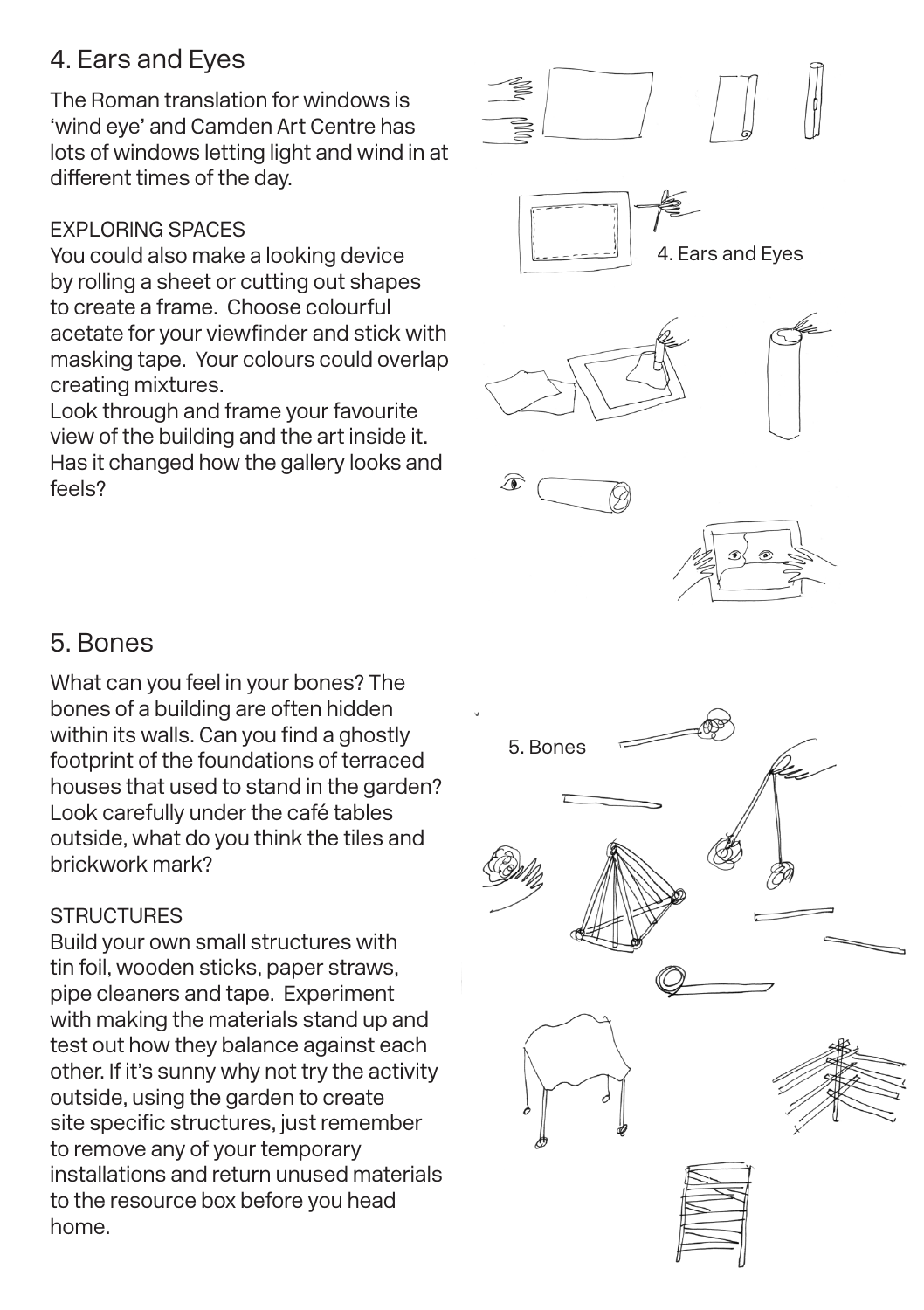## 4. Ears and Eyes

The Roman translation for windows is 'wind eye' and Camden Art Centre has lots of windows letting light and wind in at different times of the day.

### EXPLORING SPACES

You could also make a looking device by rolling a sheet or cutting out shapes to create a frame. Choose colourful acetate for your viewfinder and stick with masking tape. Your colours could overlap creating mixtures.

Look through and frame your favourite view of the building and the art inside it. Has it changed how the gallery looks and feels?

4. Ears and Eyes

## 5. Bones

What can you feel in your bones? The bones of a building are often hidden within its walls. Can you find a ghostly footprint of the foundations of terraced houses that used to stand in the garden? Look carefully under the café tables outside, what do you think the tiles and brickwork mark?

### STRUCTURES

Build your own small structures with tin foil, wooden sticks, paper straws, pipe cleaners and tape. Experiment with making the materials stand up and test out how they balance against each other. If it's sunny why not try the activity outside, using the garden to create site specific structures, just remember to remove any of your temporary installations and return unused materials to the resource box before you head home.

5. Bones